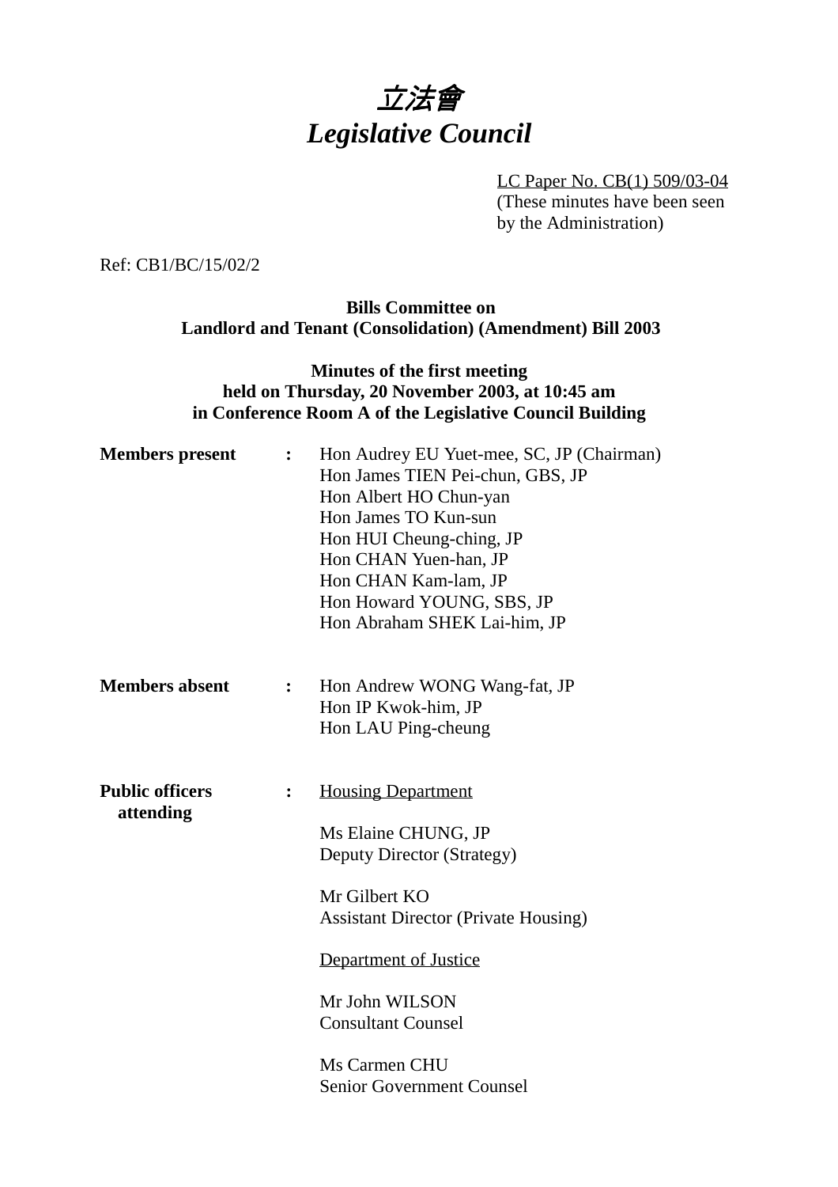# *立法會*
# *Legislative Council*

LC Paper No. CB(1) 509/03-04
(These minutes have been seen by the Administration)

Ref: CB1/BC/15/02/2

**Bills Committee on**
**Landlord and Tenant (Consolidation) (Amendment) Bill 2003**

**Minutes of the first meeting**
**held on Thursday, 20 November 2003, at 10:45 am**
**in Conference Room A of the Legislative Council Building**

**Members present :**

Hon Audrey EU Yuet-mee, SC, JP (Chairman)
Hon James TIEN Pei-chun, GBS, JP
Hon Albert HO Chun-yan
Hon James TO Kun-sun
Hon HUI Cheung-ching, JP
Hon CHAN Yuen-han, JP
Hon CHAN Kam-lam, JP
Hon Howard YOUNG, SBS, JP
Hon Abraham SHEK Lai-him, JP

**Members absent :**

Hon Andrew WONG Wang-fat, JP
Hon IP Kwok-him, JP
Hon LAU Ping-cheung

**Public officers attending :**

Housing Department

Ms Elaine CHUNG, JP
Deputy Director (Strategy)

Mr Gilbert KO
Assistant Director (Private Housing)

Department of Justice

Mr John WILSON
Consultant Counsel

Ms Carmen CHU
Senior Government Counsel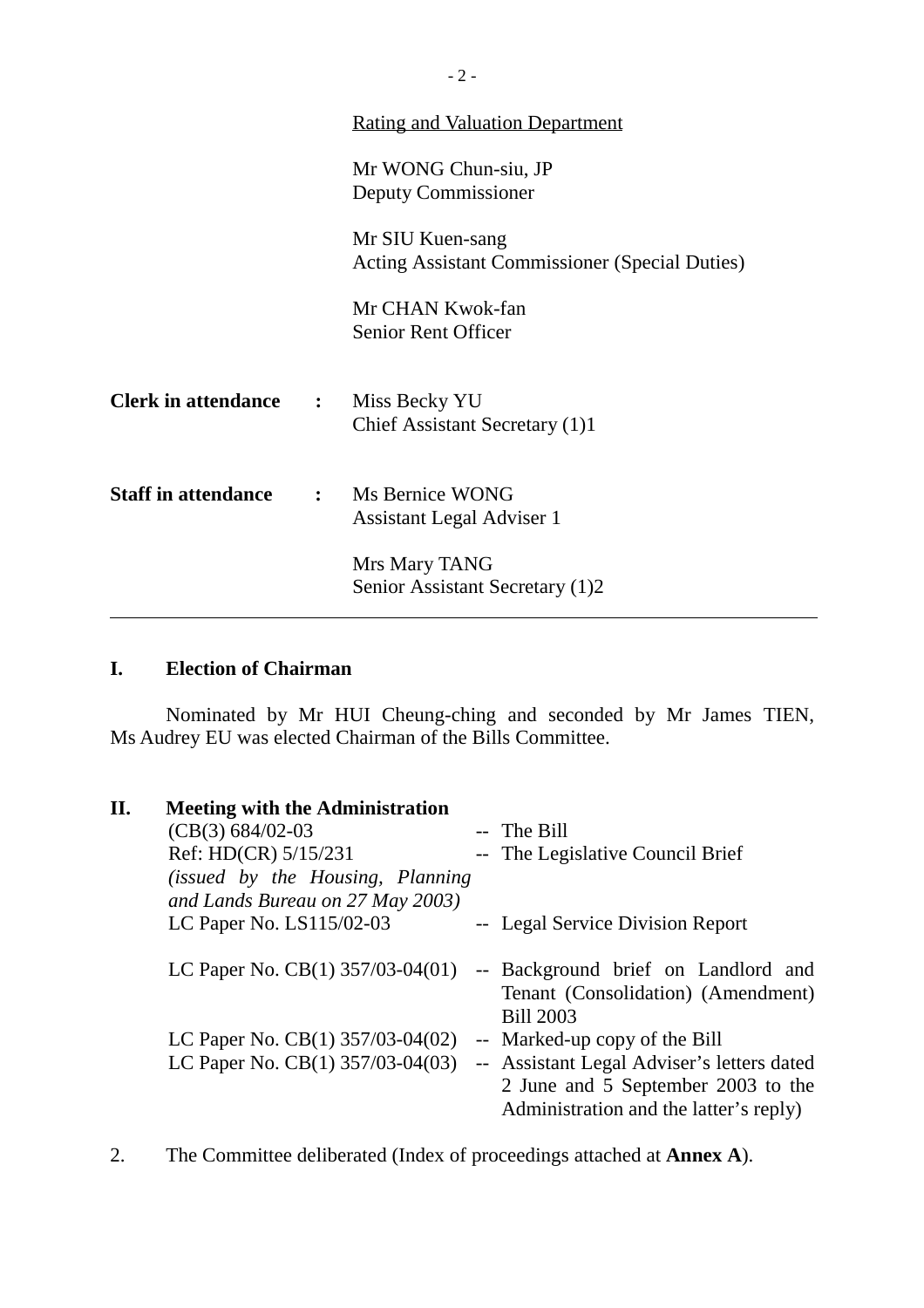<u>Rating and Valuation Department</u>

Mr WONG Chun-siu, JP
Deputy Commissioner

Mr SIU Kuen-sang
Acting Assistant Commissioner (Special Duties)

Mr CHAN Kwok-fan
Senior Rent Officer

**Clerk in attendance** : Miss Becky YU
Chief Assistant Secretary (1)1

**Staff in attendance** : Ms Bernice WONG
Assistant Legal Adviser 1

Mrs Mary TANG
Senior Assistant Secretary (1)2

---

## I. Election of Chairman

Nominated by Mr HUI Cheung-ching and seconded by Mr James TIEN, Ms Audrey EU was elected Chairman of the Bills Committee.

## II. Meeting with the Administration

| | |
|---|---|
| (CB(3) 684/02-03 | -- The Bill |
| Ref: HD(CR) 5/15/231 *(issued by the Housing, Planning and Lands Bureau on 27 May 2003)* | -- The Legislative Council Brief |
| LC Paper No. LS115/02-03 | -- Legal Service Division Report |
| LC Paper No. CB(1) 357/03-04(01) | -- Background brief on Landlord and Tenant (Consolidation) (Amendment) Bill 2003 |
| LC Paper No. CB(1) 357/03-04(02) | -- Marked-up copy of the Bill |
| LC Paper No. CB(1) 357/03-04(03) | -- Assistant Legal Adviser's letters dated 2 June and 5 September 2003 to the Administration and the latter's reply) |

2. The Committee deliberated (Index of proceedings attached at **Annex A**).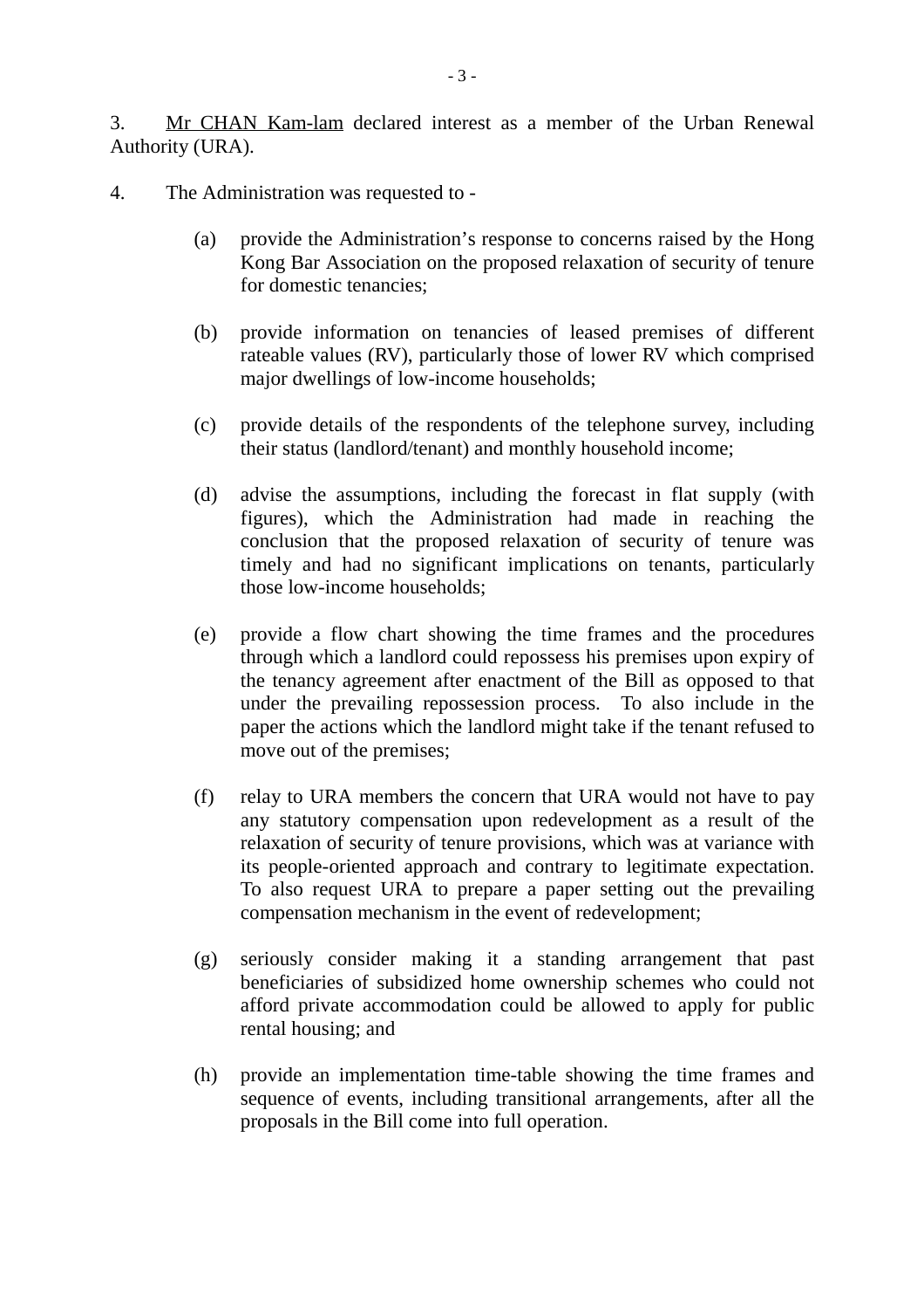3. Mr CHAN Kam-lam declared interest as a member of the Urban Renewal Authority (URA).

4. The Administration was requested to -

(a) provide the Administration's response to concerns raised by the Hong Kong Bar Association on the proposed relaxation of security of tenure for domestic tenancies;

(b) provide information on tenancies of leased premises of different rateable values (RV), particularly those of lower RV which comprised major dwellings of low-income households;

(c) provide details of the respondents of the telephone survey, including their status (landlord/tenant) and monthly household income;

(d) advise the assumptions, including the forecast in flat supply (with figures), which the Administration had made in reaching the conclusion that the proposed relaxation of security of tenure was timely and had no significant implications on tenants, particularly those low-income households;

(e) provide a flow chart showing the time frames and the procedures through which a landlord could repossess his premises upon expiry of the tenancy agreement after enactment of the Bill as opposed to that under the prevailing repossession process. To also include in the paper the actions which the landlord might take if the tenant refused to move out of the premises;

(f) relay to URA members the concern that URA would not have to pay any statutory compensation upon redevelopment as a result of the relaxation of security of tenure provisions, which was at variance with its people-oriented approach and contrary to legitimate expectation. To also request URA to prepare a paper setting out the prevailing compensation mechanism in the event of redevelopment;

(g) seriously consider making it a standing arrangement that past beneficiaries of subsidized home ownership schemes who could not afford private accommodation could be allowed to apply for public rental housing; and

(h) provide an implementation time-table showing the time frames and sequence of events, including transitional arrangements, after all the proposals in the Bill come into full operation.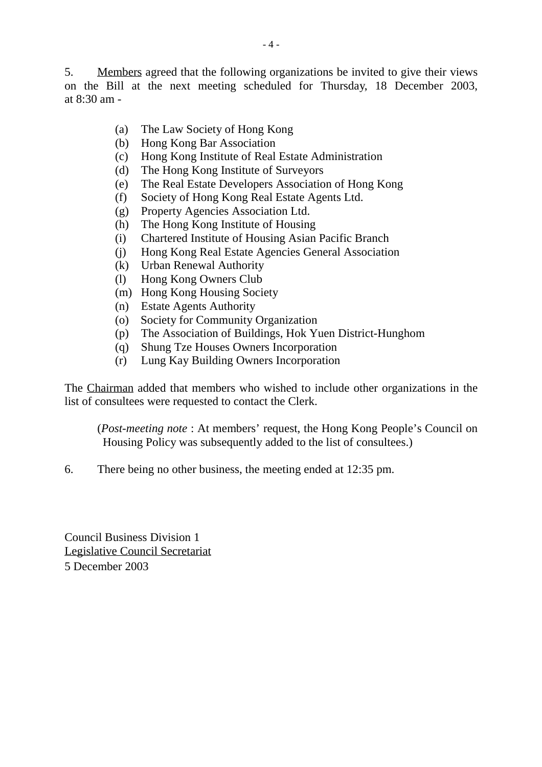5. Members agreed that the following organizations be invited to give their views on the Bill at the next meeting scheduled for Thursday, 18 December 2003, at 8:30 am -

(a) The Law Society of Hong Kong
(b) Hong Kong Bar Association
(c) Hong Kong Institute of Real Estate Administration
(d) The Hong Kong Institute of Surveyors
(e) The Real Estate Developers Association of Hong Kong
(f) Society of Hong Kong Real Estate Agents Ltd.
(g) Property Agencies Association Ltd.
(h) The Hong Kong Institute of Housing
(i) Chartered Institute of Housing Asian Pacific Branch
(j) Hong Kong Real Estate Agencies General Association
(k) Urban Renewal Authority
(l) Hong Kong Owners Club
(m) Hong Kong Housing Society
(n) Estate Agents Authority
(o) Society for Community Organization
(p) The Association of Buildings, Hok Yuen District-Hunghom
(q) Shung Tze Houses Owners Incorporation
(r) Lung Kay Building Owners Incorporation

The Chairman added that members who wished to include other organizations in the list of consultees were requested to contact the Clerk.

(*Post-meeting note* : At members' request, the Hong Kong People's Council on Housing Policy was subsequently added to the list of consultees.)

6. There being no other business, the meeting ended at 12:35 pm.

Council Business Division 1
Legislative Council Secretariat
5 December 2003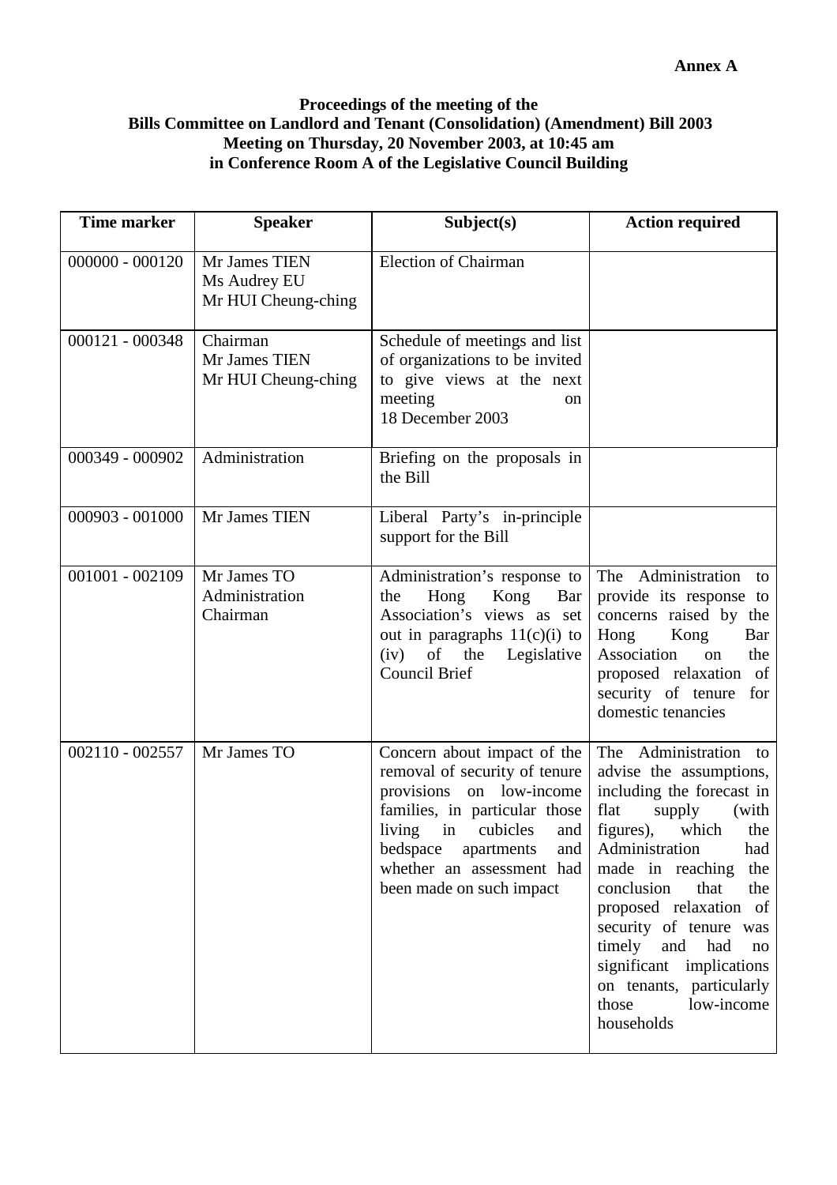**Annex A**

**Proceedings of the meeting of the**
**Bills Committee on Landlord and Tenant (Consolidation) (Amendment) Bill 2003**
**Meeting on Thursday, 20 November 2003, at 10:45 am**
**in Conference Room A of the Legislative Council Building**

| Time marker | Speaker | Subject(s) | Action required |
|---|---|---|---|
| 000000 - 000120 | Mr James TIEN<br>Ms Audrey EU<br>Mr HUI Cheung-ching | Election of Chairman | |
| 000121 - 000348 | Chairman<br>Mr James TIEN<br>Mr HUI Cheung-ching | Schedule of meetings and list of organizations to be invited to give views at the next meeting on 18 December 2003 | |
| 000349 - 000902 | Administration | Briefing on the proposals in the Bill | |
| 000903 - 001000 | Mr James TIEN | Liberal Party's in-principle support for the Bill | |
| 001001 - 002109 | Mr James TO<br>Administration<br>Chairman | Administration's response to the Hong Kong Bar Association's views as set out in paragraphs 11(c)(i) to (iv) of the Legislative Council Brief | The Administration to provide its response to concerns raised by the Hong Kong Bar Association on the proposed relaxation of security of tenure for domestic tenancies |
| 002110 - 002557 | Mr James TO | Concern about impact of the removal of security of tenure provisions on low-income families, in particular those living in cubicles and bedspace apartments and whether an assessment had been made on such impact | The Administration to advise the assumptions, including the forecast in flat supply (with figures), which the Administration had made in reaching the conclusion that the proposed relaxation of security of tenure was timely and had no significant implications on tenants, particularly those low-income households |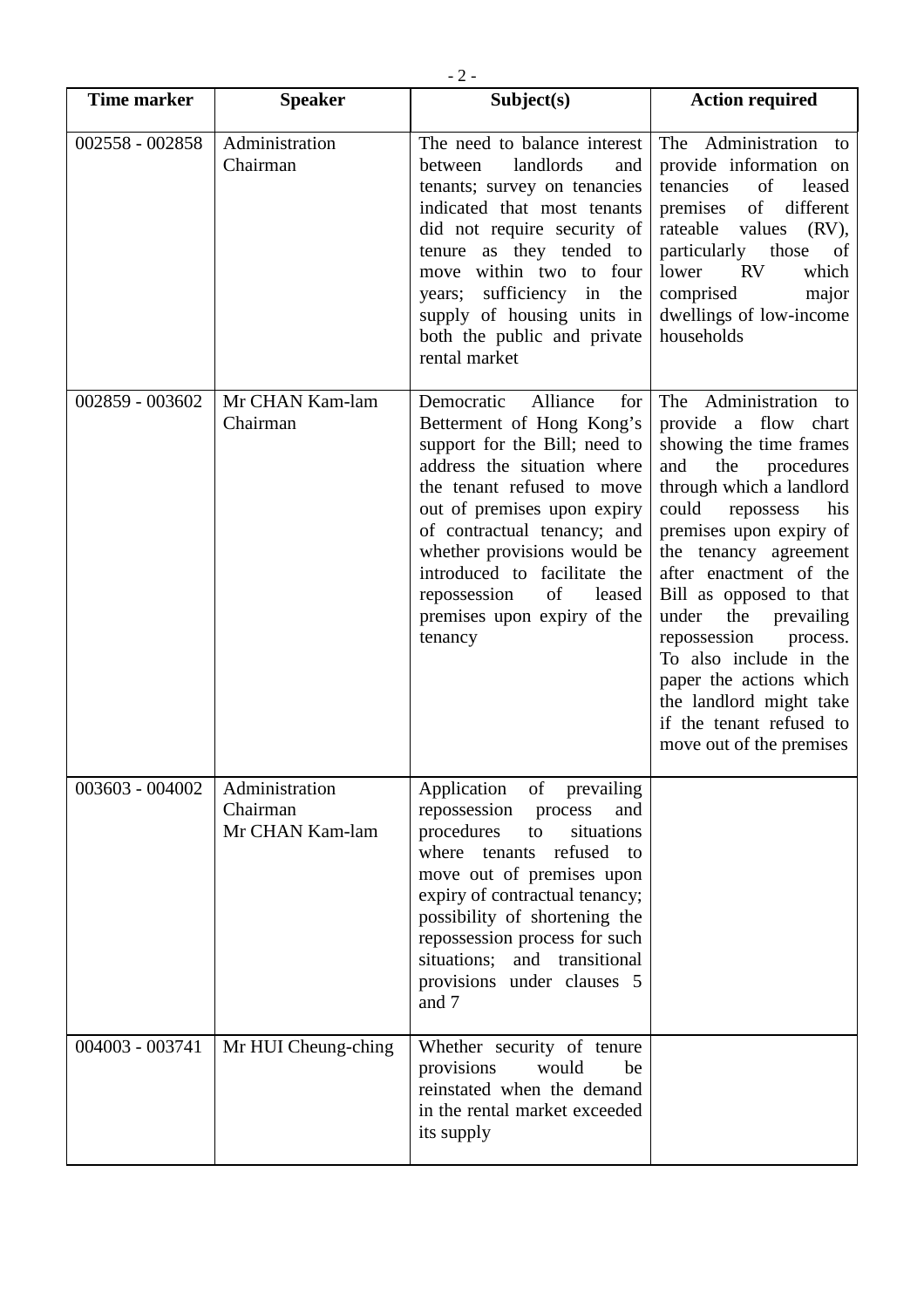| Time marker | Speaker | Subject(s) | Action required |
|---|---|---|---|
| 002558 - 002858 | Administration<br>Chairman | The need to balance interest between landlords and tenants; survey on tenancies indicated that most tenants did not require security of tenure as they tended to move within two to four years; sufficiency in the supply of housing units in both the public and private rental market | The Administration to provide information on tenancies of leased premises of different rateable values (RV), particularly those of lower RV which comprised major dwellings of low-income households |
| 002859 - 003602 | Mr CHAN Kam-lam<br>Chairman | Democratic Alliance for Betterment of Hong Kong's support for the Bill; need to address the situation where the tenant refused to move out of premises upon expiry of contractual tenancy; and whether provisions would be introduced to facilitate the repossession of leased premises upon expiry of the tenancy | The Administration to provide a flow chart showing the time frames and the procedures through which a landlord could repossess his premises upon expiry of the tenancy agreement after enactment of the Bill as opposed to that under the prevailing repossession process. To also include in the paper the actions which the landlord might take if the tenant refused to move out of the premises |
| 003603 - 004002 | Administration<br>Chairman<br>Mr CHAN Kam-lam | Application of prevailing repossession process and procedures to situations where tenants refused to move out of premises upon expiry of contractual tenancy; possibility of shortening the repossession process for such situations; and transitional provisions under clauses 5 and 7 | |
| 004003 - 003741 | Mr HUI Cheung-ching | Whether security of tenure provisions would be reinstated when the demand in the rental market exceeded its supply | |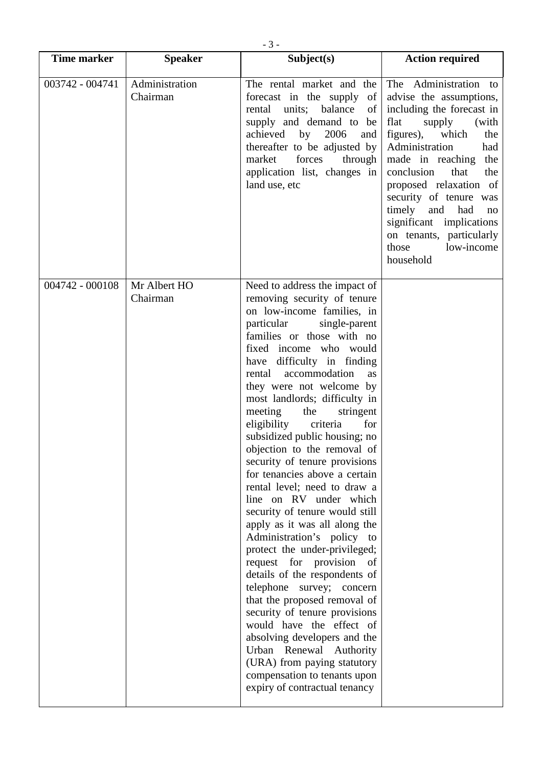| Time marker | Speaker | Subject(s) | Action required |
|---|---|---|---|
| 003742 - 004741 | Administration<br>Chairman | The rental market and the forecast in the supply of rental units; balance of supply and demand to be achieved by 2006 and thereafter to be adjusted by market forces through application list, changes in land use, etc | The Administration to advise the assumptions, including the forecast in flat supply (with figures), which the Administration had made in reaching the conclusion that the proposed relaxation of security of tenure was timely and had no significant implications on tenants, particularly those low-income household |
| 004742 - 000108 | Mr Albert HO<br>Chairman | Need to address the impact of removing security of tenure on low-income families, in particular single-parent families or those with no fixed income who would have difficulty in finding rental accommodation as they were not welcome by most landlords; difficulty in meeting the stringent eligibility criteria for subsidized public housing; no objection to the removal of security of tenure provisions for tenancies above a certain rental level; need to draw a line on RV under which security of tenure would still apply as it was all along the Administration's policy to protect the under-privileged; request for provision of details of the respondents of telephone survey; concern that the proposed removal of security of tenure provisions would have the effect of absolving developers and the Urban Renewal Authority (URA) from paying statutory compensation to tenants upon expiry of contractual tenancy | |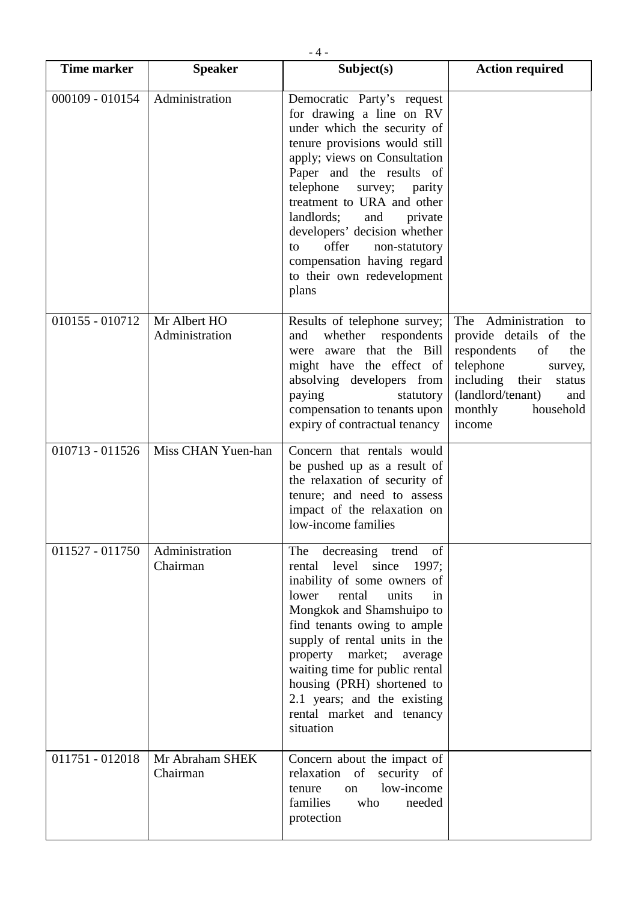| Time marker | Speaker | Subject(s) | Action required |
|---|---|---|---|
| 000109 - 010154 | Administration | Democratic Party's request for drawing a line on RV under which the security of tenure provisions would still apply; views on Consultation Paper and the results of telephone survey; parity treatment to URA and other landlords; and private developers' decision whether to offer non-statutory compensation having regard to their own redevelopment plans | |
| 010155 - 010712 | Mr Albert HO<br>Administration | Results of telephone survey; and whether respondents were aware that the Bill might have the effect of absolving developers from paying statutory compensation to tenants upon expiry of contractual tenancy | The Administration to provide details of the respondents of the telephone survey, including their status (landlord/tenant) and monthly household income |
| 010713 - 011526 | Miss CHAN Yuen-han | Concern that rentals would be pushed up as a result of the relaxation of security of tenure; and need to assess impact of the relaxation on low-income families | |
| 011527 - 011750 | Administration<br>Chairman | The decreasing trend of rental level since 1997; inability of some owners of lower rental units in Mongkok and Shamshuipo to find tenants owing to ample supply of rental units in the property market; average waiting time for public rental housing (PRH) shortened to 2.1 years; and the existing rental market and tenancy situation | |
| 011751 - 012018 | Mr Abraham SHEK<br>Chairman | Concern about the impact of relaxation of security of tenure on low-income families who needed protection | |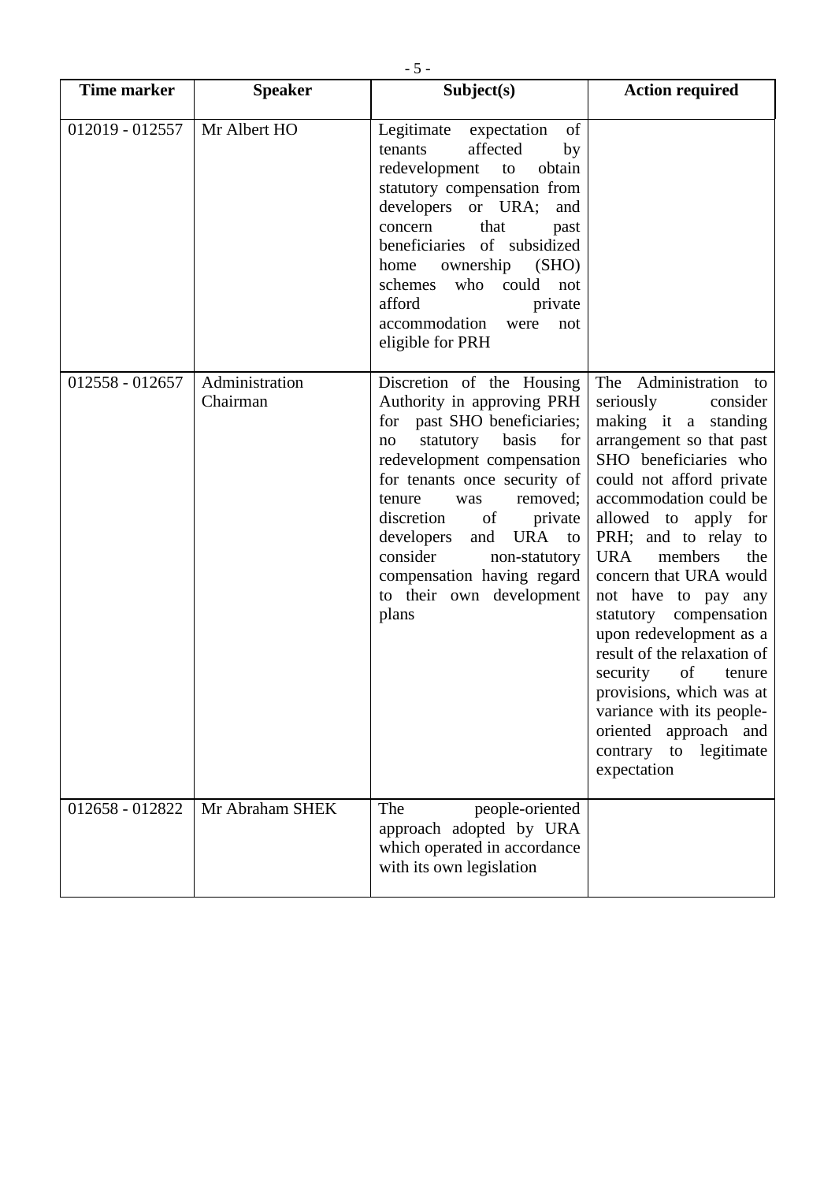| Time marker | Speaker | Subject(s) | Action required |
|---|---|---|---|
| 012019 - 012557 | Mr Albert HO | Legitimate expectation of tenants affected by redevelopment to obtain statutory compensation from developers or URA; and concern that past beneficiaries of subsidized home ownership (SHO) schemes who could not afford private accommodation were not eligible for PRH | |
| 012558 - 012657 | Administration Chairman | Discretion of the Housing Authority in approving PRH for past SHO beneficiaries; no statutory basis for redevelopment compensation for tenants once security of tenure was removed; discretion of private developers and URA to consider non-statutory compensation having regard to their own development plans | The Administration to seriously consider making it a standing arrangement so that past SHO beneficiaries who could not afford private accommodation could be allowed to apply for PRH; and to relay to URA members the concern that URA would not have to pay any statutory compensation upon redevelopment as a result of the relaxation of security of tenure provisions, which was at variance with its people-oriented approach and contrary to legitimate expectation |
| 012658 - 012822 | Mr Abraham SHEK | The people-oriented approach adopted by URA which operated in accordance with its own legislation | |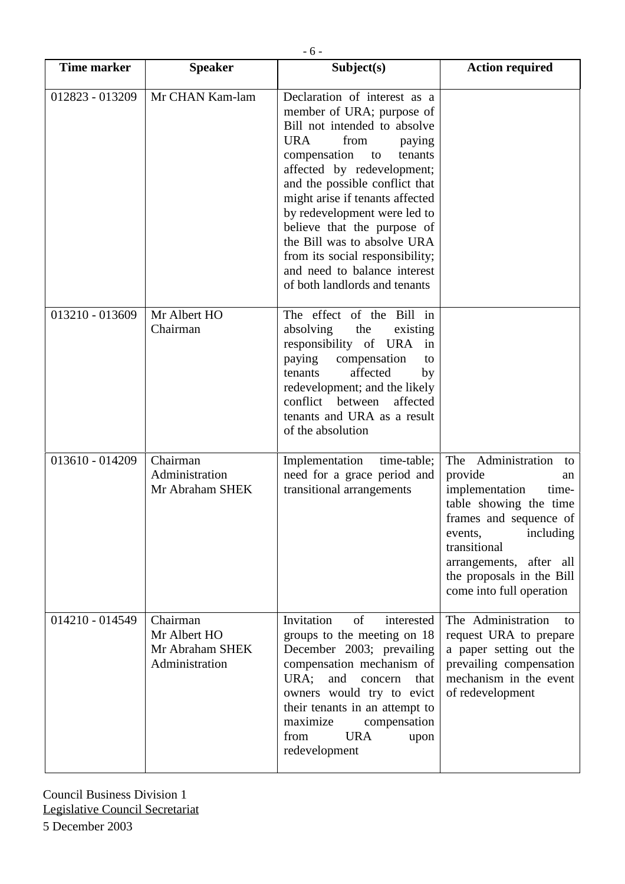| Time marker | Speaker | Subject(s) | Action required |
|---|---|---|---|
| 012823 - 013209 | Mr CHAN Kam-lam | Declaration of interest as a member of URA; purpose of Bill not intended to absolve URA from paying compensation to tenants affected by redevelopment; and the possible conflict that might arise if tenants affected by redevelopment were led to believe that the purpose of the Bill was to absolve URA from its social responsibility; and need to balance interest of both landlords and tenants | |
| 013210 - 013609 | Mr Albert HO<br>Chairman | The effect of the Bill in absolving the existing responsibility of URA in paying compensation to tenants affected by redevelopment; and the likely conflict between affected tenants and URA as a result of the absolution | |
| 013610 - 014209 | Chairman<br>Administration<br>Mr Abraham SHEK | Implementation time-table; need for a grace period and transitional arrangements | The Administration to provide an implementation time-table showing the time frames and sequence of events, including transitional arrangements, after all the proposals in the Bill come into full operation |
| 014210 - 014549 | Chairman<br>Mr Albert HO<br>Mr Abraham SHEK<br>Administration | Invitation of interested groups to the meeting on 18 December 2003; prevailing compensation mechanism of URA; and concern that owners would try to evict their tenants in an attempt to maximize compensation from URA upon redevelopment | The Administration to request URA to prepare a paper setting out the prevailing compensation mechanism in the event of redevelopment |

Council Business Division 1
Legislative Council Secretariat
5 December 2003